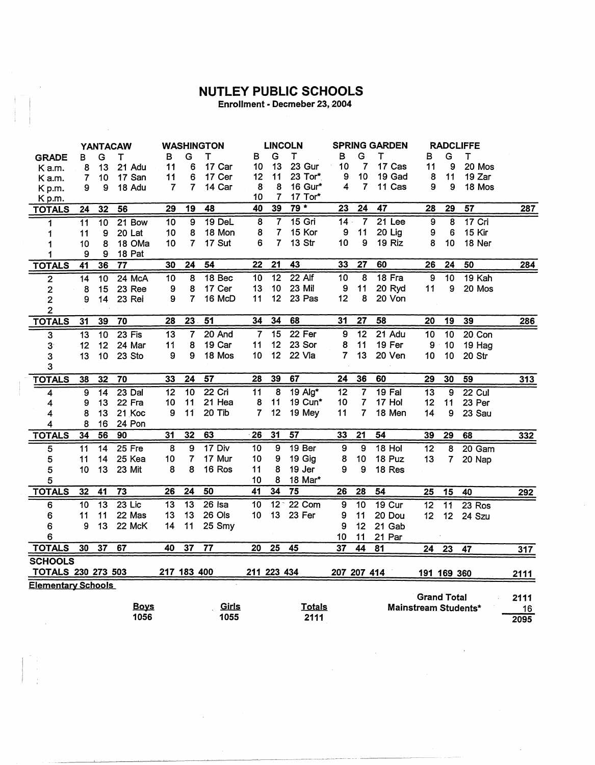# NUTLEY PUBLIC SCHOOLS

Enrollment - Decmeber 23, 2004

| | YANTACAW | | | WASHINGTON | | | LINCOLN | | | SPRING GARDEN | | | RADCLIFFE | | | |
|---|---|---|---|---|---|---|---|---|---|---|---|---|---|---|---|---|
| GRADE | B | G | T | B | G | T | B | G | T | B | G | T | B | G | T | |
| K a.m. | 8 | 13 | 21 Adu | 11 | 6 | 17 Car | 10 | 13 | 23 Gur | 10 | 7 | 17 Cas | 11 | 9 | 20 Mos | |
| K a.m. | 7 | 10 | 17 San | 11 | 6 | 17 Cer | 12 | 11 | 23 Tor* | 9 | 10 | 19 Gad | 8 | 11 | 19 Zar | |
| K p.m. | 9 | 9 | 18 Adu | 7 | 7 | 14 Car | 8 | 8 | 16 Gur* | 4 | 7 | 11 Cas | 9 | 9 | 18 Mos | |
| K p.m. | | | | | | | 10 | 7 | 17 Tor* | | | | | | | |
| TOTALS | 24 | 32 | 56 | 29 | 19 | 48 | 40 | 39 | 79 * | 23 | 24 | 47 | 28 | 29 | 57 | 287 |
| 1 | 11 | 10 | 21 Bow | 10 | 9 | 19 DeL | 8 | 7 | 15 Gri | 14 | 7 | 21 Lee | 9 | 8 | 17 Cri | |
| 1 | 11 | 9 | 20 Lat | 10 | 8 | 18 Mon | 8 | 7 | 15 Kor | 9 | 11 | 20 Lig | 9 | 6 | 15 Kir | |
| 1 | 10 | 8 | 18 OMa | 10 | 7 | 17 Sut | 6 | 7 | 13 Str | 10 | 9 | 19 Riz | 8 | 10 | 18 Ner | |
| 1 | 9 | 9 | 18 Pat | | | | | | | | | | | | | |
| TOTALS | 41 | 36 | 77 | 30 | 24 | 54 | 22 | 21 | 43 | 33 | 27 | 60 | 26 | 24 | 50 | 284 |
| 2 | 14 | 10 | 24 McA | 10 | 8 | 18 Bec | 10 | 12 | 22 Alf | 10 | 8 | 18 Fra | 9 | 10 | 19 Kah | |
| 2 | 8 | 15 | 23 Ree | 9 | 8 | 17 Cer | 13 | 10 | 23 Mil | 9 | 11 | 20 Ryd | 11 | 9 | 20 Mos | |
| 2 | 9 | 14 | 23 Rei | 9 | 7 | 16 McD | 11 | 12 | 23 Pas | 12 | 8 | 20 Von | | | | |
| 2 | | | | | | | | | | | | | | | | |
| TOTALS | 31 | 39 | 70 | 28 | 23 | 51 | 34 | 34 | 68 | 31 | 27 | 58 | 20 | 19 | 39 | 286 |
| 3 | 13 | 10 | 23 Fis | 13 | 7 | 20 And | 7 | 15 | 22 Fer | 9 | 12 | 21 Adu | 10 | 10 | 20 Con | |
| 3 | 12 | 12 | 24 Mar | 11 | 8 | 19 Car | 11 | 12 | 23 Sor | 8 | 11 | 19 Fer | 9 | 10 | 19 Hag | |
| 3 | 13 | 10 | 23 Sto | 9 | 9 | 18 Mos | 10 | 12 | 22 Vla | 7 | 13 | 20 Ven | 10 | 10 | 20 Str | |
| 3 | | | | | | | | | | | | | | | | |
| TOTALS | 38 | 32 | 70 | 33 | 24 | 57 | 28 | 39 | 67 | 24 | 36 | 60 | 29 | 30 | 59 | 313 |
| 4 | 9 | 14 | 23 Dal | 12 | 10 | 22 Cri | 11 | 8 | 19 Alg* | 12 | 7 | 19 Fal | 13 | 9 | 22 Cul | |
| 4 | 9 | 13 | 22 Fra | 10 | 11 | 21 Hea | 8 | 11 | 19 Cun* | 10 | 7 | 17 Hol | 12 | 11 | 23 Per | |
| 4 | 8 | 13 | 21 Koc | 9 | 11 | 20 Tib | 7 | 12 | 19 Mey | 11 | 7 | 18 Men | 14 | 9 | 23 Sau | |
| 4 | 8 | 16 | 24 Pon | | | | | | | | | | | | | |
| TOTALS | 34 | 56 | 90 | 31 | 32 | 63 | 26 | 31 | 57 | 33 | 21 | 54 | 39 | 29 | 68 | 332 |
| 5 | 11 | 14 | 25 Fre | 8 | 9 | 17 Div | 10 | 9 | 19 Ber | 9 | 9 | 18 Hol | 12 | 8 | 20 Gam | |
| 5 | 11 | 14 | 25 Kea | 10 | 7 | 17 Mur | 10 | 9 | 19 Gig | 8 | 10 | 18 Puz | 13 | 7 | 20 Nap | |
| 5 | 10 | 13 | 23 Mit | 8 | 8 | 16 Ros | 11 | 8 | 19 Jer | 9 | 9 | 18 Res | | | | |
| 5 | | | | | | | 10 | 8 | 18 Mar* | | | | | | | |
| TOTALS | 32 | 41 | 73 | 26 | 24 | 50 | 41 | 34 | 75 | 26 | 28 | 54 | 25 | 15 | 40 | 292 |
| 6 | 10 | 13 | 23 Lic | 13 | 13 | 26 Isa | 10 | 12 | 22 Com | 9 | 10 | 19 Cur | 12 | 11 | 23 Ros | |
| 6 | 11 | 11 | 22 Mas | 13 | 13 | 26 Ols | 10 | 13 | 23 Fer | 9 | 11 | 20 Dou | 12 | 12 | 24 Szu | |
| 6 | 9 | 13 | 22 McK | 14 | 11 | 25 Smy | | | | 9 | 12 | 21 Gab | | | | |
| 6 | | | | | | | | | | 10 | 11 | 21 Par | | | | |
| TOTALS | 30 | 37 | 67 | 40 | 37 | 77 | 20 | 25 | 45 | 37 | 44 | 81 | 24 | 23 | 47 | 317 |
| SCHOOLS TOTALS | 230 | 273 | 503 | 217 | 183 | 400 | 211 | 223 | 434 | 207 | 207 | 414 | 191 | 169 | 360 | 2111 |

**Elementary Schools**

| Boys | Girls | Totals |
|---|---|---|
| 1056 | 1055 | 2111 |

| | |
|---|---|
| Grand Total | 2111 |
| Mainstream Students* | 16 |
| | 2095 |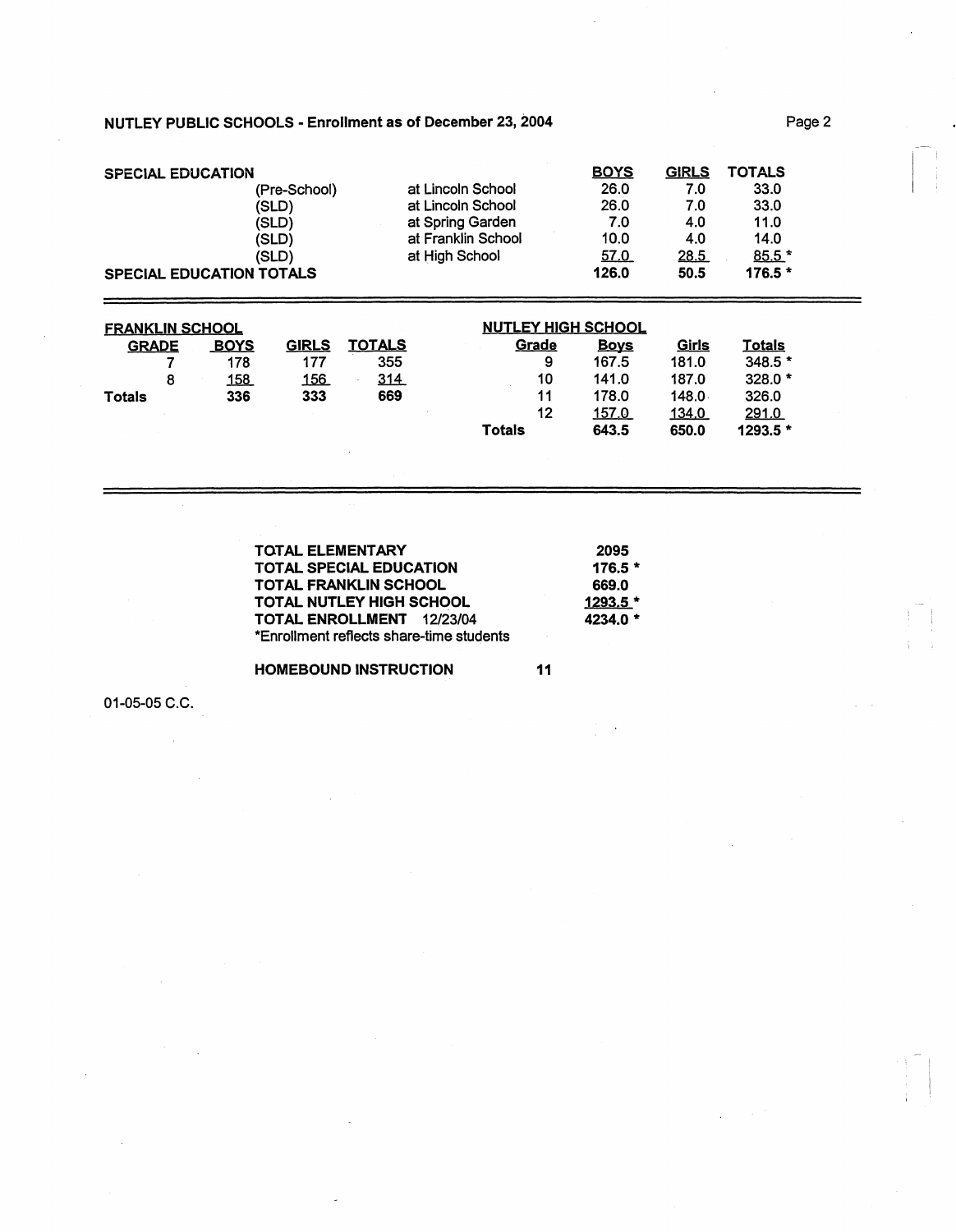NUTLEY PUBLIC SCHOOLS - Enrollment as of December 23, 2004

## SPECIAL EDUCATION

| | | | BOYS | GIRLS | TOTALS |
|---|---|---|---|---|---|
| SPECIAL EDUCATION | (Pre-School) | at Lincoln School | 26.0 | 7.0 | 33.0 |
| | (SLD) | at Lincoln School | 26.0 | 7.0 | 33.0 |
| | (SLD) | at Spring Garden | 7.0 | 4.0 | 11.0 |
| | (SLD) | at Franklin School | 10.0 | 4.0 | 14.0 |
| | (SLD) | at High School | 57.0 | 28.5 | 85.5 * |
| **SPECIAL EDUCATION TOTALS** | | | **126.0** | **50.5** | **176.5 *** |

## FRANKLIN SCHOOL

| GRADE | BOYS | GIRLS | TOTALS |
|---|---|---|---|
| 7 | 178 | 177 | 355 |
| 8 | 158 | 156 | 314 |
| **Totals** | **336** | **333** | **669** |

## NUTLEY HIGH SCHOOL

| Grade | Boys | Girls | Totals |
|---|---|---|---|
| 9 | 167.5 | 181.0 | 348.5 * |
| 10 | 141.0 | 187.0 | 328.0 * |
| 11 | 178.0 | 148.0 | 326.0 |
| 12 | 157.0 | 134.0 | 291.0 |
| **Totals** | **643.5** | **650.0** | **1293.5 *** |

| | |
|---|---|
| **TOTAL ELEMENTARY** | **2095** |
| **TOTAL SPECIAL EDUCATION** | **176.5 *** |
| **TOTAL FRANKLIN SCHOOL** | **669.0** |
| **TOTAL NUTLEY HIGH SCHOOL** | **1293.5 *** |
| **TOTAL ENROLLMENT** 12/23/04 | **4234.0 *** |

*Enrollment reflects share-time students

**HOMEBOUND INSTRUCTION** **11**

01-05-05 C.C.